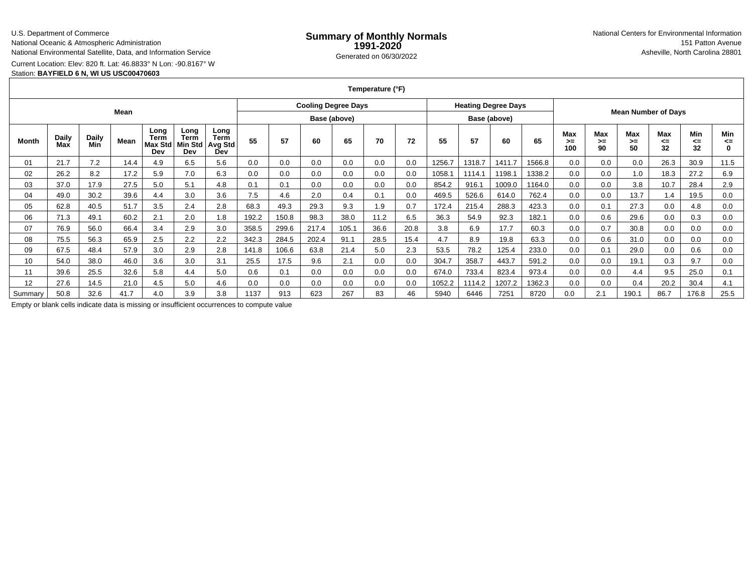U.S. Department of Commerce
National Oceanic & Atmospheric Administration
National Environmental Satellite, Data, and Information Service

# Summary of Monthly Normals 1991-2020

Generated on 06/30/2022

National Centers for Environmental Information
151 Patton Avenue
Asheville, North Carolina 28801

Current Location: Elev: 820 ft. Lat: 46.8833° N Lon: -90.8167° W
Station: **BAYFIELD 6 N, WI US USC00470603**

| Temperature (°F) | | | | | | | | | | | | | | | | | | | | | | | |
|---|---|---|---|---|---|---|---|---|---|---|---|---|---|---|---|---|---|---|---|---|---|---|---|
| Mean | | | | | | | Cooling Degree Days | | | | | | Heating Degree Days | | | | Mean Number of Days | | | | | | |
| | | | | | | | Base (above) | | | | | | Base (above) | | | | | | | | | | |
| Month | Daily Max | Daily Min | Mean | Long Term Max Std Dev | Long Term Min Std Dev | Long Term Avg Std Dev | 55 | 57 | 60 | 65 | 70 | 72 | 55 | 57 | 60 | 65 | Max >= 100 | Max >= 90 | Max >= 50 | Max <= 32 | Min <= 32 | Min <= 0 |
| 01 | 21.7 | 7.2 | 14.4 | 4.9 | 6.5 | 5.6 | 0.0 | 0.0 | 0.0 | 0.0 | 0.0 | 0.0 | 1256.7 | 1318.7 | 1411.7 | 1566.8 | 0.0 | 0.0 | 0.0 | 26.3 | 30.9 | 11.5 |
| 02 | 26.2 | 8.2 | 17.2 | 5.9 | 7.0 | 6.3 | 0.0 | 0.0 | 0.0 | 0.0 | 0.0 | 0.0 | 1058.1 | 1114.1 | 1198.1 | 1338.2 | 0.0 | 0.0 | 1.0 | 18.3 | 27.2 | 6.9 |
| 03 | 37.0 | 17.9 | 27.5 | 5.0 | 5.1 | 4.8 | 0.1 | 0.1 | 0.0 | 0.0 | 0.0 | 0.0 | 854.2 | 916.1 | 1009.0 | 1164.0 | 0.0 | 0.0 | 3.8 | 10.7 | 28.4 | 2.9 |
| 04 | 49.0 | 30.2 | 39.6 | 4.4 | 3.0 | 3.6 | 7.5 | 4.6 | 2.0 | 0.4 | 0.1 | 0.0 | 469.5 | 526.6 | 614.0 | 762.4 | 0.0 | 0.0 | 13.7 | 1.4 | 19.5 | 0.0 |
| 05 | 62.8 | 40.5 | 51.7 | 3.5 | 2.4 | 2.8 | 68.3 | 49.3 | 29.3 | 9.3 | 1.9 | 0.7 | 172.4 | 215.4 | 288.3 | 423.3 | 0.0 | 0.1 | 27.3 | 0.0 | 4.8 | 0.0 |
| 06 | 71.3 | 49.1 | 60.2 | 2.1 | 2.0 | 1.8 | 192.2 | 150.8 | 98.3 | 38.0 | 11.2 | 6.5 | 36.3 | 54.9 | 92.3 | 182.1 | 0.0 | 0.6 | 29.6 | 0.0 | 0.3 | 0.0 |
| 07 | 76.9 | 56.0 | 66.4 | 3.4 | 2.9 | 3.0 | 358.5 | 299.6 | 217.4 | 105.1 | 36.6 | 20.8 | 3.8 | 6.9 | 17.7 | 60.3 | 0.0 | 0.7 | 30.8 | 0.0 | 0.0 | 0.0 |
| 08 | 75.5 | 56.3 | 65.9 | 2.5 | 2.2 | 2.2 | 342.3 | 284.5 | 202.4 | 91.1 | 28.5 | 15.4 | 4.7 | 8.9 | 19.8 | 63.3 | 0.0 | 0.6 | 31.0 | 0.0 | 0.0 | 0.0 |
| 09 | 67.5 | 48.4 | 57.9 | 3.0 | 2.9 | 2.8 | 141.8 | 106.6 | 63.8 | 21.4 | 5.0 | 2.3 | 53.5 | 78.2 | 125.4 | 233.0 | 0.0 | 0.1 | 29.0 | 0.0 | 0.6 | 0.0 |
| 10 | 54.0 | 38.0 | 46.0 | 3.6 | 3.0 | 3.1 | 25.5 | 17.5 | 9.6 | 2.1 | 0.0 | 0.0 | 304.7 | 358.7 | 443.7 | 591.2 | 0.0 | 0.0 | 19.1 | 0.3 | 9.7 | 0.0 |
| 11 | 39.6 | 25.5 | 32.6 | 5.8 | 4.4 | 5.0 | 0.6 | 0.1 | 0.0 | 0.0 | 0.0 | 0.0 | 674.0 | 733.4 | 823.4 | 973.4 | 0.0 | 0.0 | 4.4 | 9.5 | 25.0 | 0.1 |
| 12 | 27.6 | 14.5 | 21.0 | 4.5 | 5.0 | 4.6 | 0.0 | 0.0 | 0.0 | 0.0 | 0.0 | 0.0 | 1052.2 | 1114.2 | 1207.2 | 1362.3 | 0.0 | 0.0 | 0.4 | 20.2 | 30.4 | 4.1 |
| Summary | 50.8 | 32.6 | 41.7 | 4.0 | 3.9 | 3.8 | 1137 | 913 | 623 | 267 | 83 | 46 | 5940 | 6446 | 7251 | 8720 | 0.0 | 2.1 | 190.1 | 86.7 | 176.8 | 25.5 |

Empty or blank cells indicate data is missing or insufficient occurrences to compute value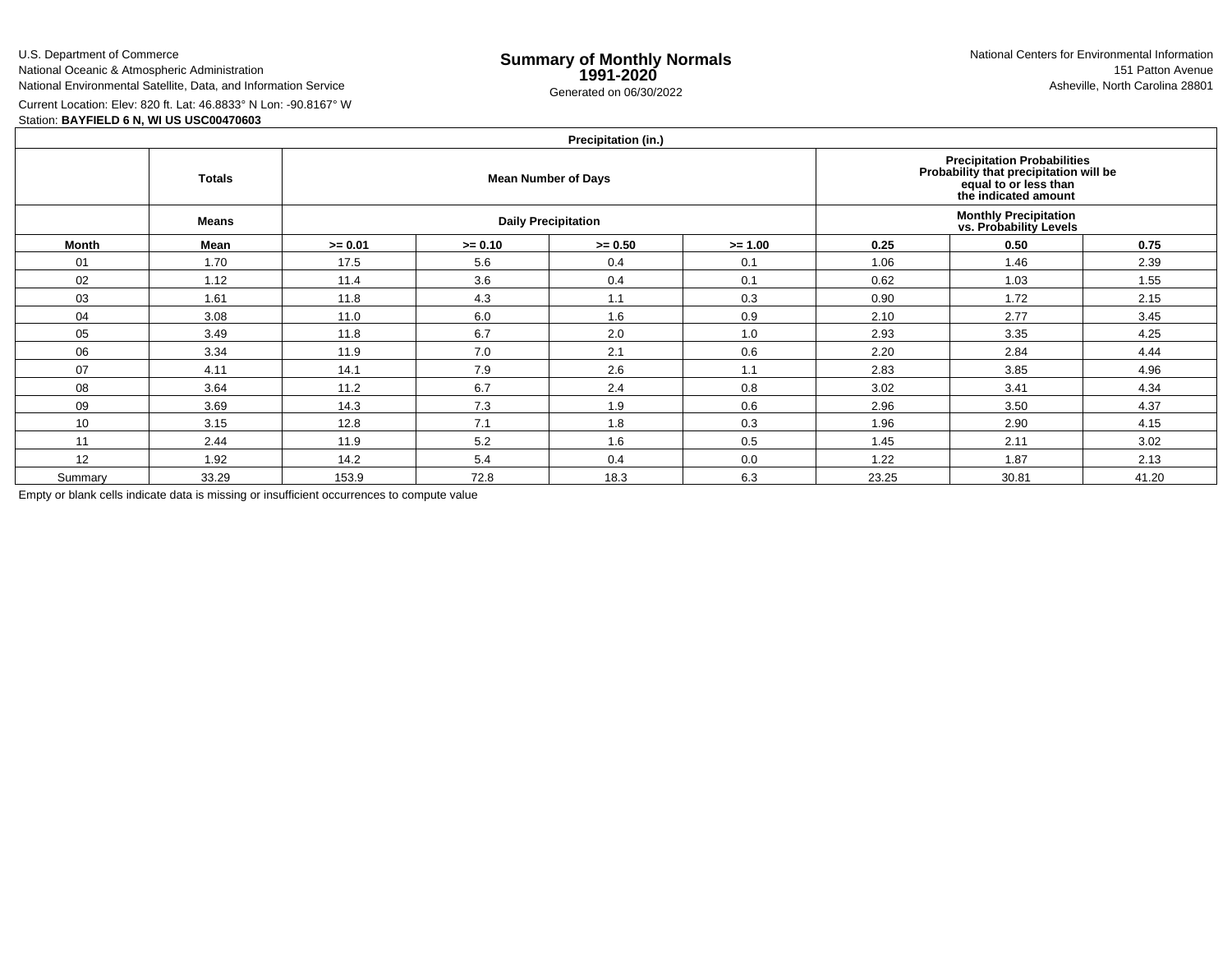U.S. Department of Commerce
National Oceanic & Atmospheric Administration
National Environmental Satellite, Data, and Information Service

# Summary of Monthly Normals 1991-2020

Generated on 06/30/2022

National Centers for Environmental Information
151 Patton Avenue
Asheville, North Carolina 28801

Current Location: Elev: 820 ft. Lat: 46.8833° N Lon: -90.8167° W
Station: **BAYFIELD 6 N, WI US USC00470603**

| Precipitation (in.) | | | | | | | | |
|---|---|---|---|---|---|---|---|---|
| | **Totals** | **Mean Number of Days** | | | | **Precipitation Probabilities Probability that precipitation will be equal to or less than the indicated amount** | | |
| | **Means** | **Daily Precipitation** | | | | **Monthly Precipitation vs. Probability Levels** | | |
| **Month** | **Mean** | **>= 0.01** | **>= 0.10** | **>= 0.50** | **>= 1.00** | **0.25** | **0.50** | **0.75** |
| 01 | 1.70 | 17.5 | 5.6 | 0.4 | 0.1 | 1.06 | 1.46 | 2.39 |
| 02 | 1.12 | 11.4 | 3.6 | 0.4 | 0.1 | 0.62 | 1.03 | 1.55 |
| 03 | 1.61 | 11.8 | 4.3 | 1.1 | 0.3 | 0.90 | 1.72 | 2.15 |
| 04 | 3.08 | 11.0 | 6.0 | 1.6 | 0.9 | 2.10 | 2.77 | 3.45 |
| 05 | 3.49 | 11.8 | 6.7 | 2.0 | 1.0 | 2.93 | 3.35 | 4.25 |
| 06 | 3.34 | 11.9 | 7.0 | 2.1 | 0.6 | 2.20 | 2.84 | 4.44 |
| 07 | 4.11 | 14.1 | 7.9 | 2.6 | 1.1 | 2.83 | 3.85 | 4.96 |
| 08 | 3.64 | 11.2 | 6.7 | 2.4 | 0.8 | 3.02 | 3.41 | 4.34 |
| 09 | 3.69 | 14.3 | 7.3 | 1.9 | 0.6 | 2.96 | 3.50 | 4.37 |
| 10 | 3.15 | 12.8 | 7.1 | 1.8 | 0.3 | 1.96 | 2.90 | 4.15 |
| 11 | 2.44 | 11.9 | 5.2 | 1.6 | 0.5 | 1.45 | 2.11 | 3.02 |
| 12 | 1.92 | 14.2 | 5.4 | 0.4 | 0.0 | 1.22 | 1.87 | 2.13 |
| Summary | 33.29 | 153.9 | 72.8 | 18.3 | 6.3 | 23.25 | 30.81 | 41.20 |

Empty or blank cells indicate data is missing or insufficient occurrences to compute value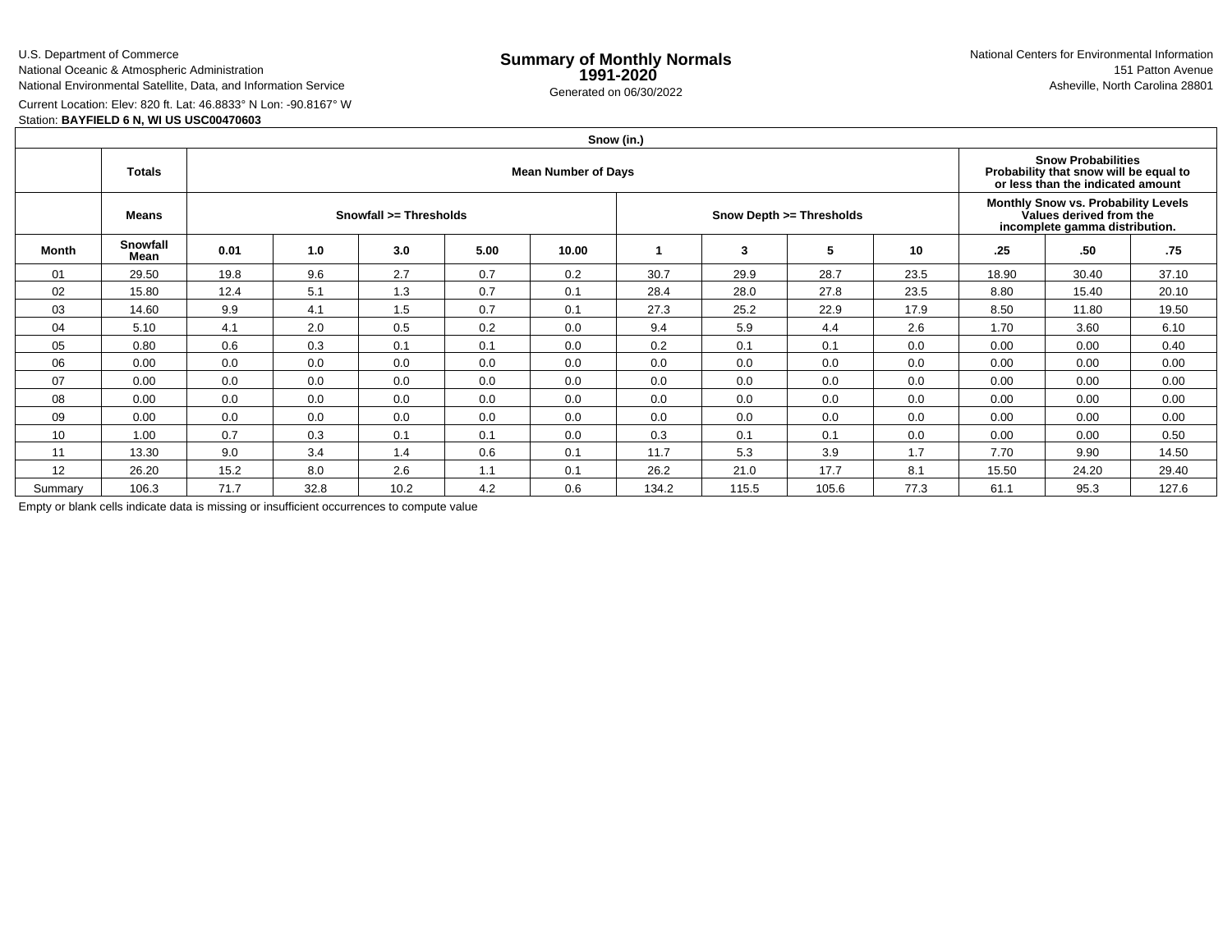U.S. Department of Commerce
National Oceanic & Atmospheric Administration
National Environmental Satellite, Data, and Information Service

# Summary of Monthly Normals 1991-2020

Generated on 06/30/2022

National Centers for Environmental Information
151 Patton Avenue
Asheville, North Carolina 28801

Current Location: Elev: 820 ft. Lat: 46.8833° N Lon: -90.8167° W
Station: **BAYFIELD 6 N, WI US USC00470603**

| Snow (in.) | | | | | | | | | | | | | |
|---|---|---|---|---|---|---|---|---|---|---|---|---|---|
| | **Totals** | **Mean Number of Days** | | | | | | | | | **Snow Probabilities Probability that snow will be equal to or less than the indicated amount** | | |
| | **Means** | **Snowfall >= Thresholds** | | | | | **Snow Depth >= Thresholds** | | | | **Monthly Snow vs. Probability Levels Values derived from the incomplete gamma distribution.** | | |
| **Month** | **Snowfall Mean** | **0.01** | **1.0** | **3.0** | **5.00** | **10.00** | **1** | **3** | **5** | **10** | **.25** | **.50** | **.75** |
| 01 | 29.50 | 19.8 | 9.6 | 2.7 | 0.7 | 0.2 | 30.7 | 29.9 | 28.7 | 23.5 | 18.90 | 30.40 | 37.10 |
| 02 | 15.80 | 12.4 | 5.1 | 1.3 | 0.7 | 0.1 | 28.4 | 28.0 | 27.8 | 23.5 | 8.80 | 15.40 | 20.10 |
| 03 | 14.60 | 9.9 | 4.1 | 1.5 | 0.7 | 0.1 | 27.3 | 25.2 | 22.9 | 17.9 | 8.50 | 11.80 | 19.50 |
| 04 | 5.10 | 4.1 | 2.0 | 0.5 | 0.2 | 0.0 | 9.4 | 5.9 | 4.4 | 2.6 | 1.70 | 3.60 | 6.10 |
| 05 | 0.80 | 0.6 | 0.3 | 0.1 | 0.1 | 0.0 | 0.2 | 0.1 | 0.1 | 0.0 | 0.00 | 0.00 | 0.40 |
| 06 | 0.00 | 0.0 | 0.0 | 0.0 | 0.0 | 0.0 | 0.0 | 0.0 | 0.0 | 0.0 | 0.00 | 0.00 | 0.00 |
| 07 | 0.00 | 0.0 | 0.0 | 0.0 | 0.0 | 0.0 | 0.0 | 0.0 | 0.0 | 0.0 | 0.00 | 0.00 | 0.00 |
| 08 | 0.00 | 0.0 | 0.0 | 0.0 | 0.0 | 0.0 | 0.0 | 0.0 | 0.0 | 0.0 | 0.00 | 0.00 | 0.00 |
| 09 | 0.00 | 0.0 | 0.0 | 0.0 | 0.0 | 0.0 | 0.0 | 0.0 | 0.0 | 0.0 | 0.00 | 0.00 | 0.00 |
| 10 | 1.00 | 0.7 | 0.3 | 0.1 | 0.1 | 0.0 | 0.3 | 0.1 | 0.1 | 0.0 | 0.00 | 0.00 | 0.50 |
| 11 | 13.30 | 9.0 | 3.4 | 1.4 | 0.6 | 0.1 | 11.7 | 5.3 | 3.9 | 1.7 | 7.70 | 9.90 | 14.50 |
| 12 | 26.20 | 15.2 | 8.0 | 2.6 | 1.1 | 0.1 | 26.2 | 21.0 | 17.7 | 8.1 | 15.50 | 24.20 | 29.40 |
| Summary | 106.3 | 71.7 | 32.8 | 10.2 | 4.2 | 0.6 | 134.2 | 115.5 | 105.6 | 77.3 | 61.1 | 95.3 | 127.6 |

Empty or blank cells indicate data is missing or insufficient occurrences to compute value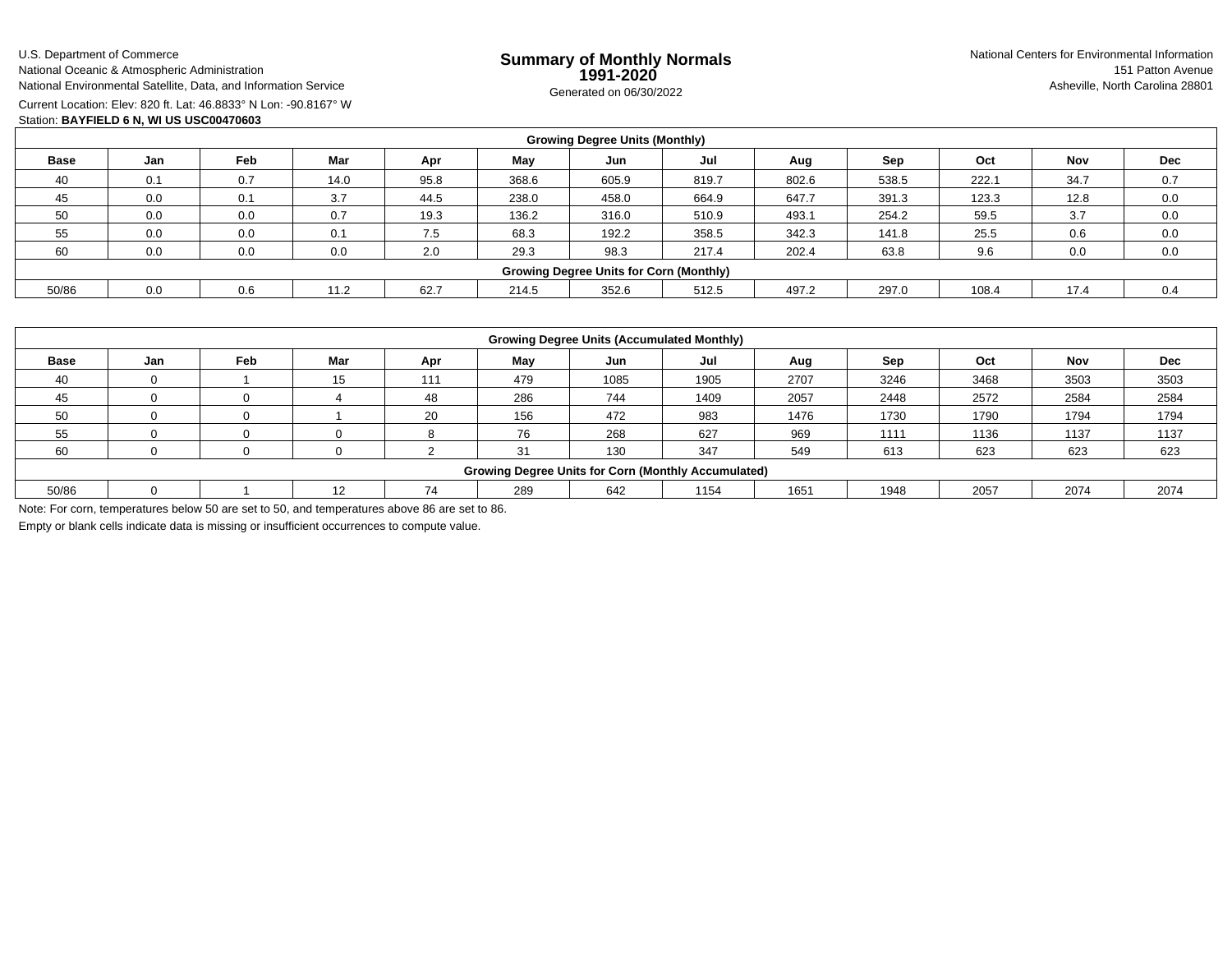U.S. Department of Commerce
National Oceanic & Atmospheric Administration
National Environmental Satellite, Data, and Information Service

# Summary of Monthly Normals 1991-2020

Generated on 06/30/2022

National Centers for Environmental Information
151 Patton Avenue
Asheville, North Carolina 28801

Current Location: Elev: 820 ft. Lat: 46.8833° N Lon: -90.8167° W
Station: **BAYFIELD 6 N, WI US USC00470603**

| Growing Degree Units (Monthly) | | | | | | | | | | | | |
|---|---|---|---|---|---|---|---|---|---|---|---|---|
| **Base** | **Jan** | **Feb** | **Mar** | **Apr** | **May** | **Jun** | **Jul** | **Aug** | **Sep** | **Oct** | **Nov** | **Dec** |
| 40 | 0.1 | 0.7 | 14.0 | 95.8 | 368.6 | 605.9 | 819.7 | 802.6 | 538.5 | 222.1 | 34.7 | 0.7 |
| 45 | 0.0 | 0.1 | 3.7 | 44.5 | 238.0 | 458.0 | 664.9 | 647.7 | 391.3 | 123.3 | 12.8 | 0.0 |
| 50 | 0.0 | 0.0 | 0.7 | 19.3 | 136.2 | 316.0 | 510.9 | 493.1 | 254.2 | 59.5 | 3.7 | 0.0 |
| 55 | 0.0 | 0.0 | 0.1 | 7.5 | 68.3 | 192.2 | 358.5 | 342.3 | 141.8 | 25.5 | 0.6 | 0.0 |
| 60 | 0.0 | 0.0 | 0.0 | 2.0 | 29.3 | 98.3 | 217.4 | 202.4 | 63.8 | 9.6 | 0.0 | 0.0 |
| **Growing Degree Units for Corn (Monthly)** | | | | | | | | | | | | |
| 50/86 | 0.0 | 0.6 | 11.2 | 62.7 | 214.5 | 352.6 | 512.5 | 497.2 | 297.0 | 108.4 | 17.4 | 0.4 |

| Growing Degree Units (Accumulated Monthly) | | | | | | | | | | | | |
|---|---|---|---|---|---|---|---|---|---|---|---|---|
| **Base** | **Jan** | **Feb** | **Mar** | **Apr** | **May** | **Jun** | **Jul** | **Aug** | **Sep** | **Oct** | **Nov** | **Dec** |
| 40 | 0 | 1 | 15 | 111 | 479 | 1085 | 1905 | 2707 | 3246 | 3468 | 3503 | 3503 |
| 45 | 0 | 0 | 4 | 48 | 286 | 744 | 1409 | 2057 | 2448 | 2572 | 2584 | 2584 |
| 50 | 0 | 0 | 1 | 20 | 156 | 472 | 983 | 1476 | 1730 | 1790 | 1794 | 1794 |
| 55 | 0 | 0 | 0 | 8 | 76 | 268 | 627 | 969 | 1111 | 1136 | 1137 | 1137 |
| 60 | 0 | 0 | 0 | 2 | 31 | 130 | 347 | 549 | 613 | 623 | 623 | 623 |
| **Growing Degree Units for Corn (Monthly Accumulated)** | | | | | | | | | | | | |
| 50/86 | 0 | 1 | 12 | 74 | 289 | 642 | 1154 | 1651 | 1948 | 2057 | 2074 | 2074 |

Note: For corn, temperatures below 50 are set to 50, and temperatures above 86 are set to 86.

Empty or blank cells indicate data is missing or insufficient occurrences to compute value.